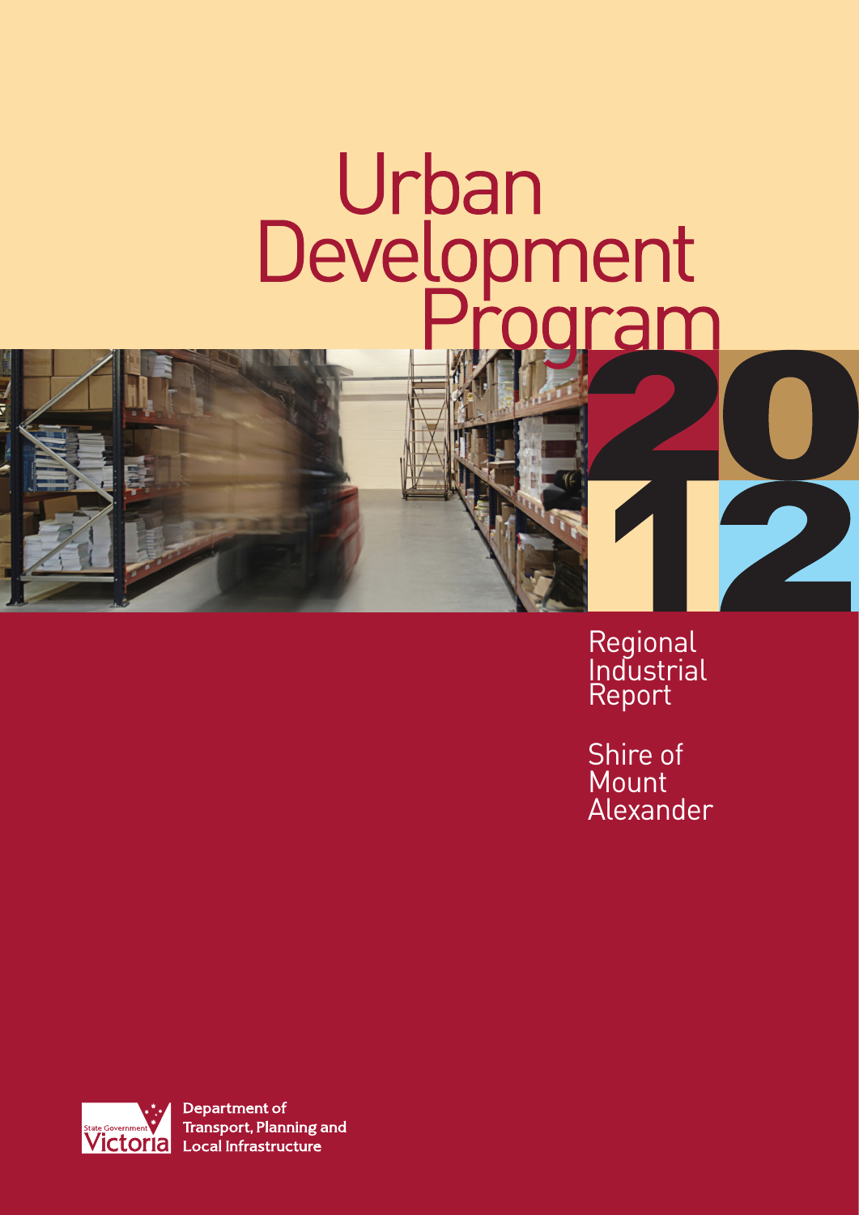# Urban Development Program

# 2012

## Regional Industrial Report

## Shire of Mount Alexander

State Government Victoria

Department of Transport, Planning and Local Infrastructure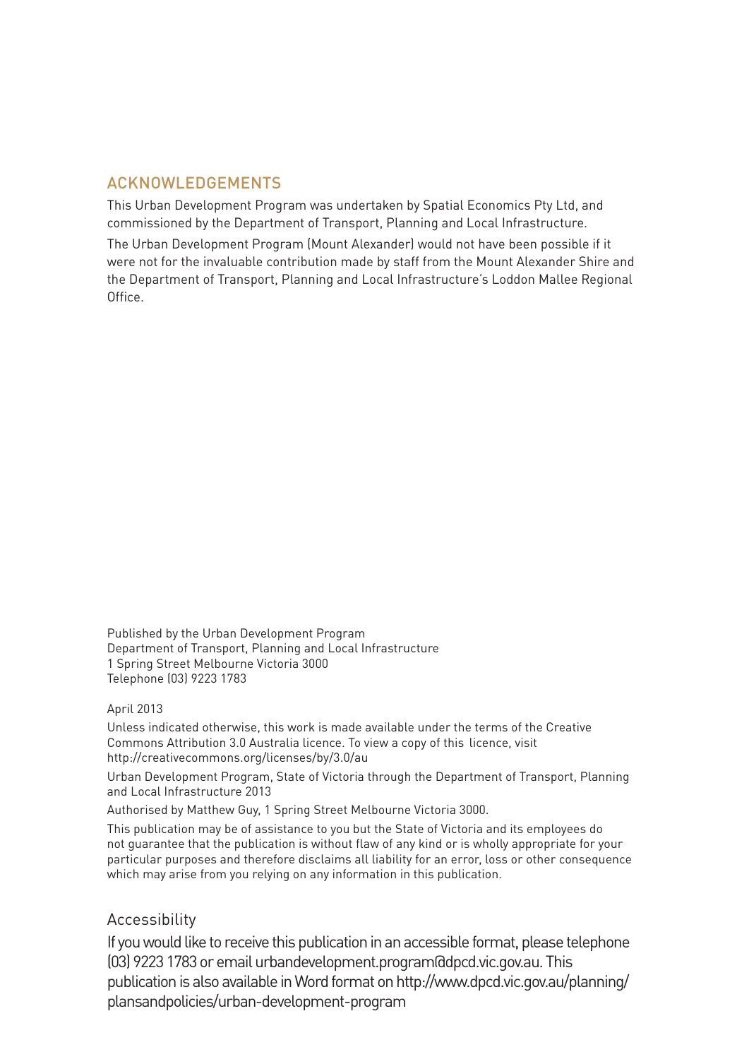## ACKNOWLEDGEMENTS

This Urban Development Program was undertaken by Spatial Economics Pty Ltd, and commissioned by the Department of Transport, Planning and Local Infrastructure.

The Urban Development Program (Mount Alexander) would not have been possible if it were not for the invaluable contribution made by staff from the Mount Alexander Shire and the Department of Transport, Planning and Local Infrastructure's Loddon Mallee Regional Office.

Published by the Urban Development Program
Department of Transport, Planning and Local Infrastructure
1 Spring Street Melbourne Victoria 3000
Telephone (03) 9223 1783

April 2013

Unless indicated otherwise, this work is made available under the terms of the Creative Commons Attribution 3.0 Australia licence. To view a copy of this licence, visit http://creativecommons.org/licenses/by/3.0/au

Urban Development Program, State of Victoria through the Department of Transport, Planning and Local Infrastructure 2013

Authorised by Matthew Guy, 1 Spring Street Melbourne Victoria 3000.

This publication may be of assistance to you but the State of Victoria and its employees do not guarantee that the publication is without flaw of any kind or is wholly appropriate for your particular purposes and therefore disclaims all liability for an error, loss or other consequence which may arise from you relying on any information in this publication.

### Accessibility

If you would like to receive this publication in an accessible format, please telephone (03) 9223 1783 or email urbandevelopment.program@dpcd.vic.gov.au. This publication is also available in Word format on http://www.dpcd.vic.gov.au/planning/plansandpolicies/urban-development-program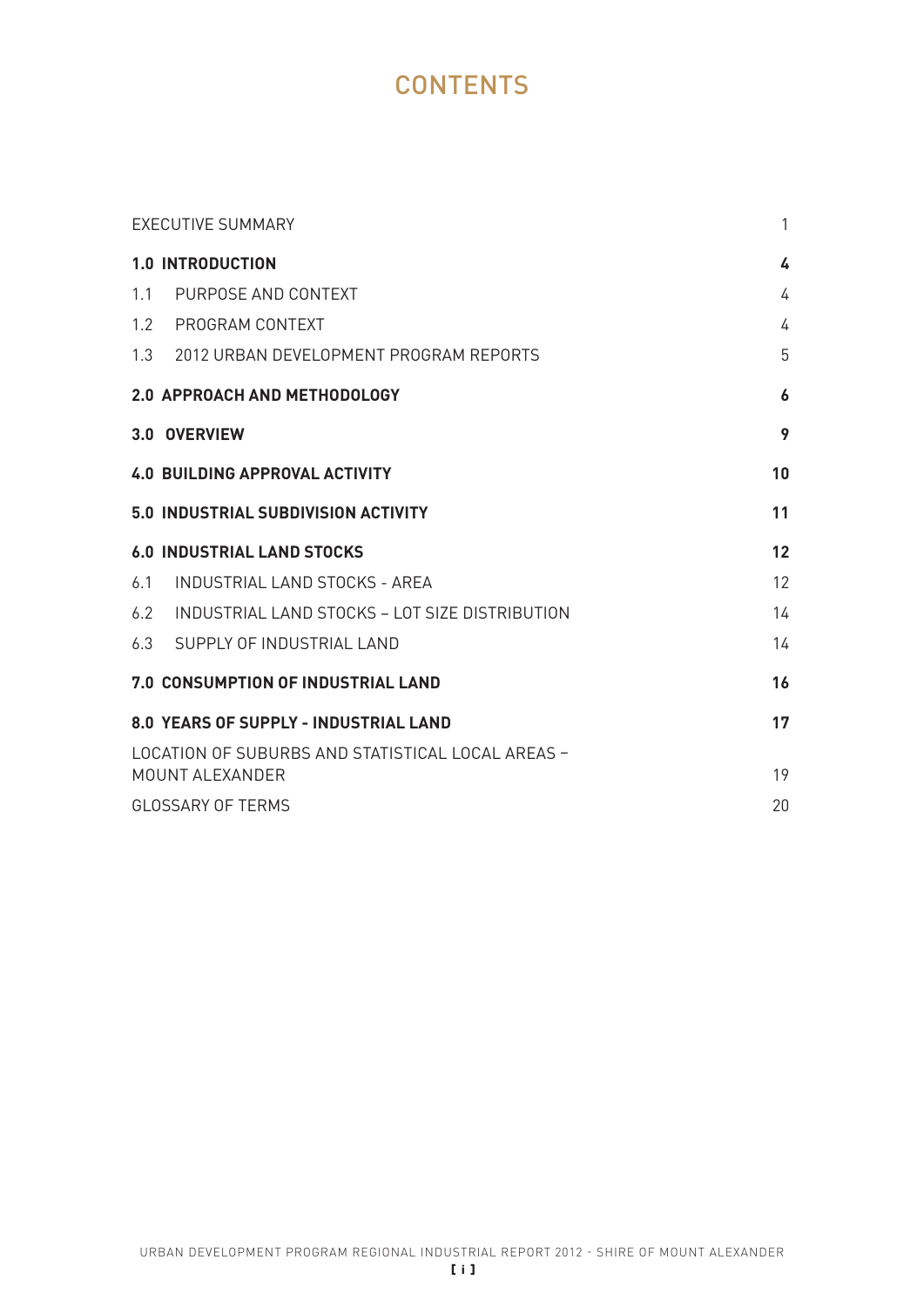# CONTENTS

| | |
|---|---|
| EXECUTIVE SUMMARY | 1 |
| **1.0 INTRODUCTION** | **4** |
| 1.1 PURPOSE AND CONTEXT | 4 |
| 1.2 PROGRAM CONTEXT | 4 |
| 1.3 2012 URBAN DEVELOPMENT PROGRAM REPORTS | 5 |
| **2.0 APPROACH AND METHODOLOGY** | **6** |
| **3.0 OVERVIEW** | **9** |
| **4.0 BUILDING APPROVAL ACTIVITY** | **10** |
| **5.0 INDUSTRIAL SUBDIVISION ACTIVITY** | **11** |
| **6.0 INDUSTRIAL LAND STOCKS** | **12** |
| 6.1 INDUSTRIAL LAND STOCKS - AREA | 12 |
| 6.2 INDUSTRIAL LAND STOCKS – LOT SIZE DISTRIBUTION | 14 |
| 6.3 SUPPLY OF INDUSTRIAL LAND | 14 |
| **7.0 CONSUMPTION OF INDUSTRIAL LAND** | **16** |
| **8.0 YEARS OF SUPPLY - INDUSTRIAL LAND** | **17** |
| LOCATION OF SUBURBS AND STATISTICAL LOCAL AREAS – MOUNT ALEXANDER | 19 |
| GLOSSARY OF TERMS | 20 |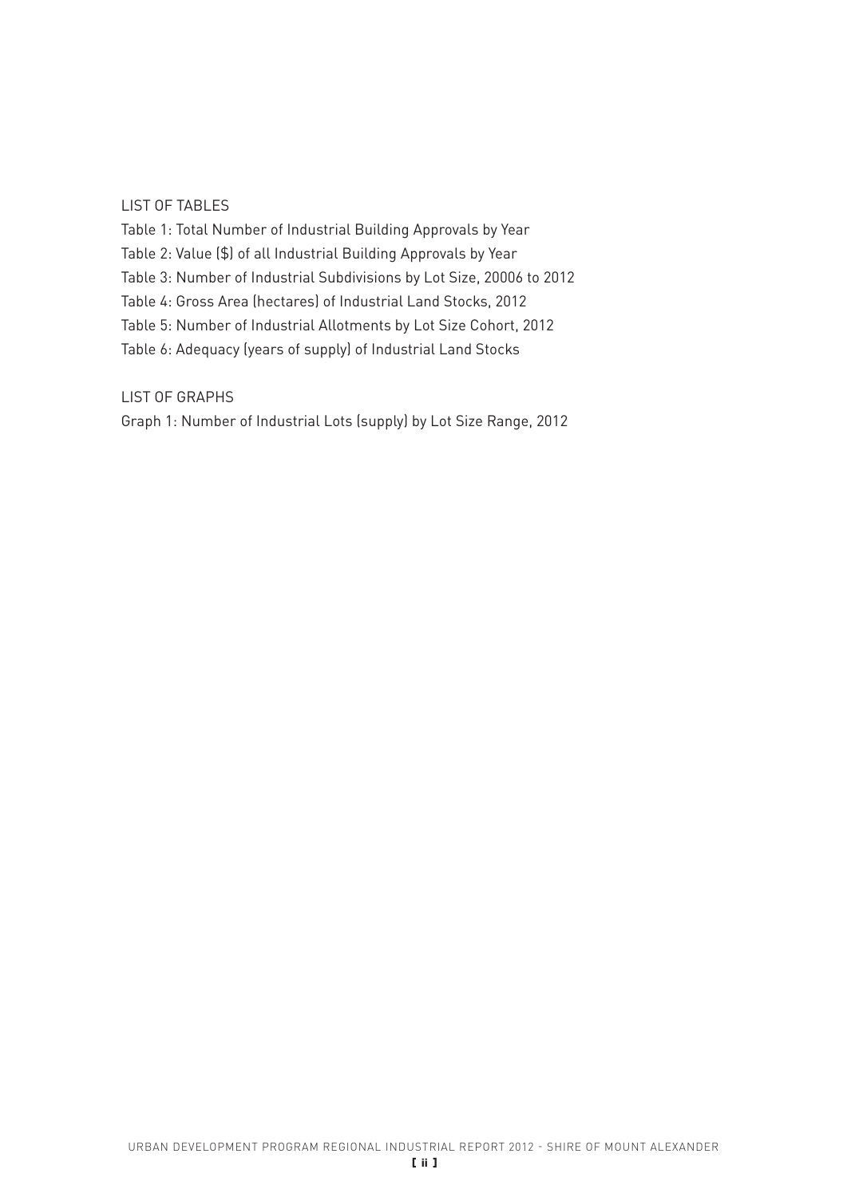LIST OF TABLES

Table 1: Total Number of Industrial Building Approvals by Year

Table 2: Value ($) of all Industrial Building Approvals by Year

Table 3: Number of Industrial Subdivisions by Lot Size, 20006 to 2012

Table 4: Gross Area (hectares) of Industrial Land Stocks, 2012

Table 5: Number of Industrial Allotments by Lot Size Cohort, 2012

Table 6: Adequacy (years of supply) of Industrial Land Stocks

LIST OF GRAPHS

Graph 1: Number of Industrial Lots (supply) by Lot Size Range, 2012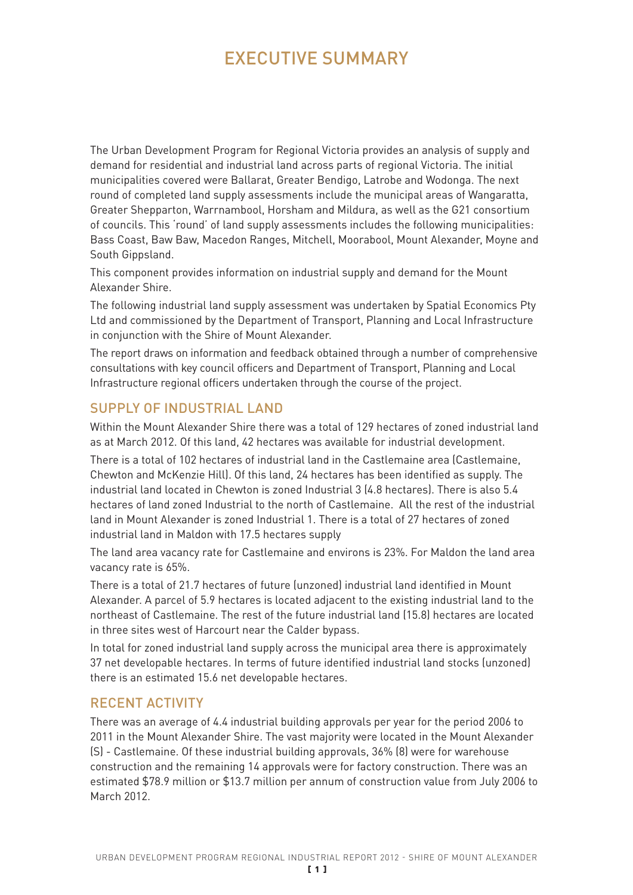# EXECUTIVE SUMMARY

The Urban Development Program for Regional Victoria provides an analysis of supply and demand for residential and industrial land across parts of regional Victoria. The initial municipalities covered were Ballarat, Greater Bendigo, Latrobe and Wodonga. The next round of completed land supply assessments include the municipal areas of Wangaratta, Greater Shepparton, Warrnambool, Horsham and Mildura, as well as the G21 consortium of councils. This 'round' of land supply assessments includes the following municipalities: Bass Coast, Baw Baw, Macedon Ranges, Mitchell, Moorabool, Mount Alexander, Moyne and South Gippsland.

This component provides information on industrial supply and demand for the Mount Alexander Shire.

The following industrial land supply assessment was undertaken by Spatial Economics Pty Ltd and commissioned by the Department of Transport, Planning and Local Infrastructure in conjunction with the Shire of Mount Alexander.

The report draws on information and feedback obtained through a number of comprehensive consultations with key council officers and Department of Transport, Planning and Local Infrastructure regional officers undertaken through the course of the project.

## SUPPLY OF INDUSTRIAL LAND

Within the Mount Alexander Shire there was a total of 129 hectares of zoned industrial land as at March 2012. Of this land, 42 hectares was available for industrial development.

There is a total of 102 hectares of industrial land in the Castlemaine area (Castlemaine, Chewton and McKenzie Hill). Of this land, 24 hectares has been identified as supply. The industrial land located in Chewton is zoned Industrial 3 (4.8 hectares). There is also 5.4 hectares of land zoned Industrial to the north of Castlemaine. All the rest of the industrial land in Mount Alexander is zoned Industrial 1. There is a total of 27 hectares of zoned industrial land in Maldon with 17.5 hectares supply

The land area vacancy rate for Castlemaine and environs is 23%. For Maldon the land area vacancy rate is 65%.

There is a total of 21.7 hectares of future (unzoned) industrial land identified in Mount Alexander. A parcel of 5.9 hectares is located adjacent to the existing industrial land to the northeast of Castlemaine. The rest of the future industrial land (15.8) hectares are located in three sites west of Harcourt near the Calder bypass.

In total for zoned industrial land supply across the municipal area there is approximately 37 net developable hectares. In terms of future identified industrial land stocks (unzoned) there is an estimated 15.6 net developable hectares.

## RECENT ACTIVITY

There was an average of 4.4 industrial building approvals per year for the period 2006 to 2011 in the Mount Alexander Shire. The vast majority were located in the Mount Alexander (S) - Castlemaine. Of these industrial building approvals, 36% (8) were for warehouse construction and the remaining 14 approvals were for factory construction. There was an estimated $78.9 million or $13.7 million per annum of construction value from July 2006 to March 2012.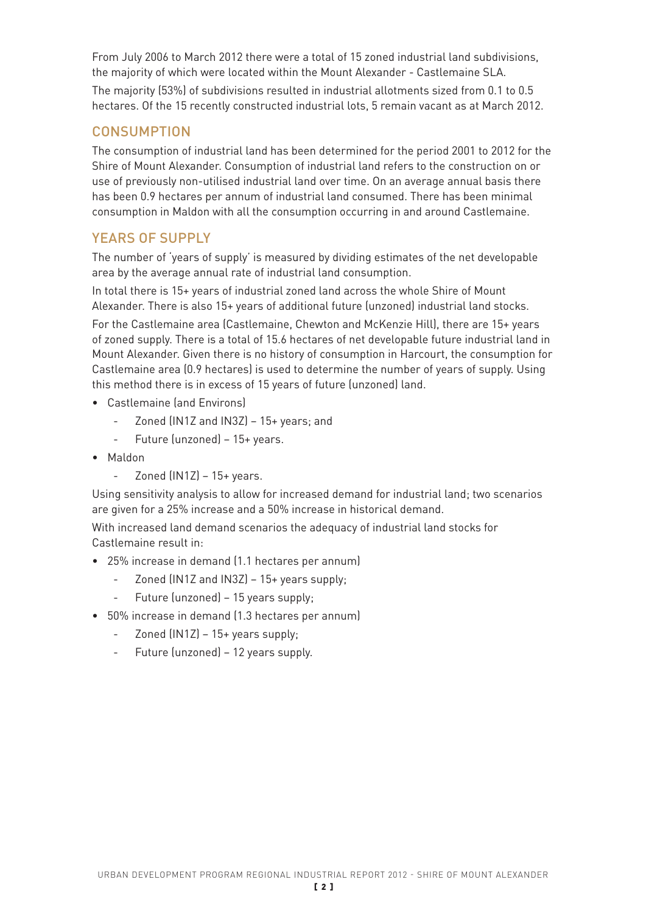From July 2006 to March 2012 there were a total of 15 zoned industrial land subdivisions, the majority of which were located within the Mount Alexander - Castlemaine SLA.

The majority (53%) of subdivisions resulted in industrial allotments sized from 0.1 to 0.5 hectares. Of the 15 recently constructed industrial lots, 5 remain vacant as at March 2012.

## CONSUMPTION

The consumption of industrial land has been determined for the period 2001 to 2012 for the Shire of Mount Alexander. Consumption of industrial land refers to the construction on or use of previously non-utilised industrial land over time. On an average annual basis there has been 0.9 hectares per annum of industrial land consumed. There has been minimal consumption in Maldon with all the consumption occurring in and around Castlemaine.

## YEARS OF SUPPLY

The number of 'years of supply' is measured by dividing estimates of the net developable area by the average annual rate of industrial land consumption.

In total there is 15+ years of industrial zoned land across the whole Shire of Mount Alexander. There is also 15+ years of additional future (unzoned) industrial land stocks.

For the Castlemaine area (Castlemaine, Chewton and McKenzie Hill), there are 15+ years of zoned supply. There is a total of 15.6 hectares of net developable future industrial land in Mount Alexander. Given there is no history of consumption in Harcourt, the consumption for Castlemaine area (0.9 hectares) is used to determine the number of years of supply. Using this method there is in excess of 15 years of future (unzoned) land.

- Castlemaine (and Environs)
  - Zoned (IN1Z and IN3Z) – 15+ years; and
  - Future (unzoned) – 15+ years.
- Maldon
  - Zoned (IN1Z) – 15+ years.

Using sensitivity analysis to allow for increased demand for industrial land; two scenarios are given for a 25% increase and a 50% increase in historical demand.

With increased land demand scenarios the adequacy of industrial land stocks for Castlemaine result in:

- 25% increase in demand (1.1 hectares per annum)
  - Zoned (IN1Z and IN3Z) – 15+ years supply;
  - Future (unzoned) – 15 years supply;
- 50% increase in demand (1.3 hectares per annum)
  - Zoned (IN1Z) – 15+ years supply;
  - Future (unzoned) – 12 years supply.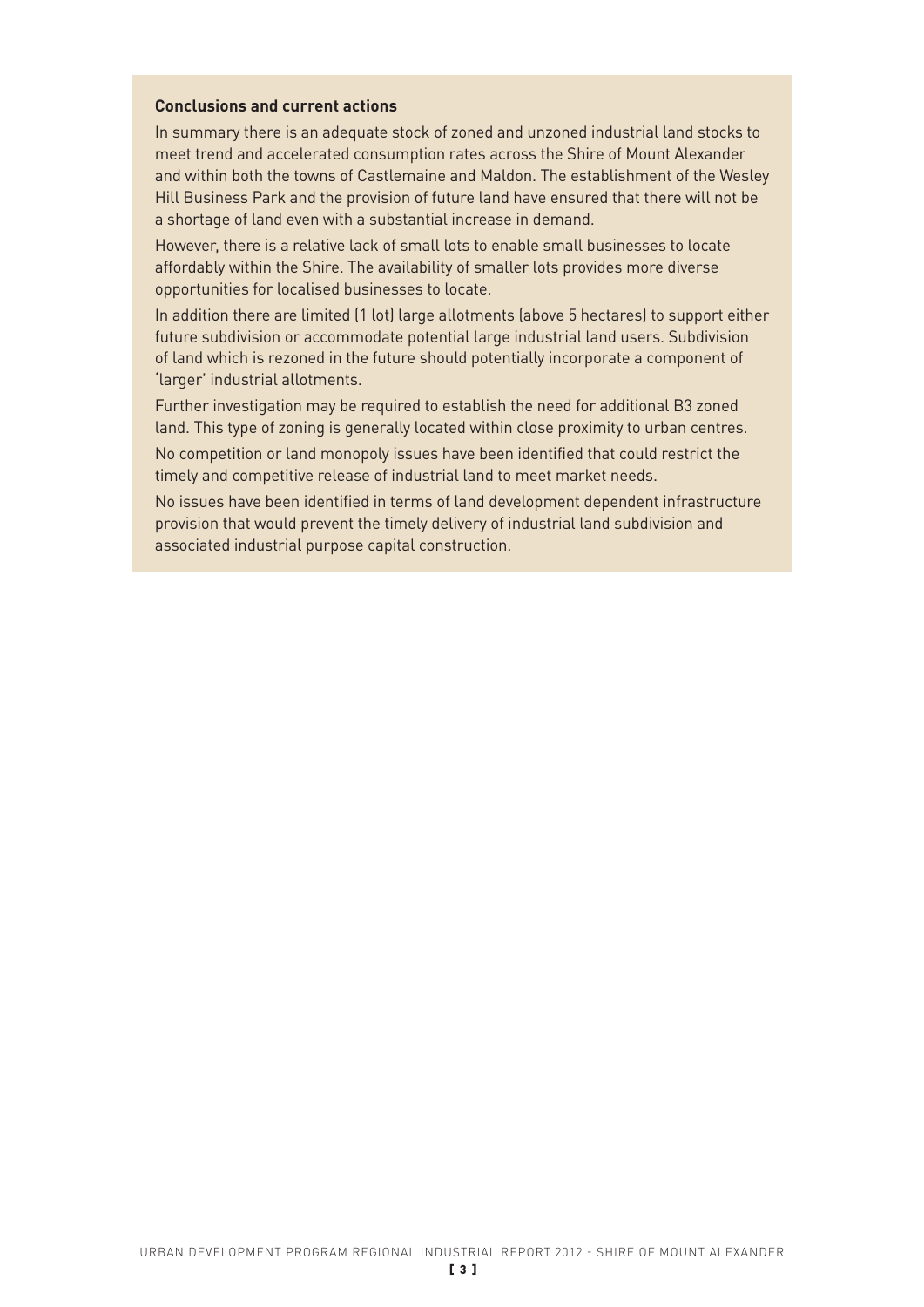**Conclusions and current actions**

In summary there is an adequate stock of zoned and unzoned industrial land stocks to meet trend and accelerated consumption rates across the Shire of Mount Alexander and within both the towns of Castlemaine and Maldon. The establishment of the Wesley Hill Business Park and the provision of future land have ensured that there will not be a shortage of land even with a substantial increase in demand.

However, there is a relative lack of small lots to enable small businesses to locate affordably within the Shire. The availability of smaller lots provides more diverse opportunities for localised businesses to locate.

In addition there are limited (1 lot) large allotments (above 5 hectares) to support either future subdivision or accommodate potential large industrial land users. Subdivision of land which is rezoned in the future should potentially incorporate a component of 'larger' industrial allotments.

Further investigation may be required to establish the need for additional B3 zoned land. This type of zoning is generally located within close proximity to urban centres.

No competition or land monopoly issues have been identified that could restrict the timely and competitive release of industrial land to meet market needs.

No issues have been identified in terms of land development dependent infrastructure provision that would prevent the timely delivery of industrial land subdivision and associated industrial purpose capital construction.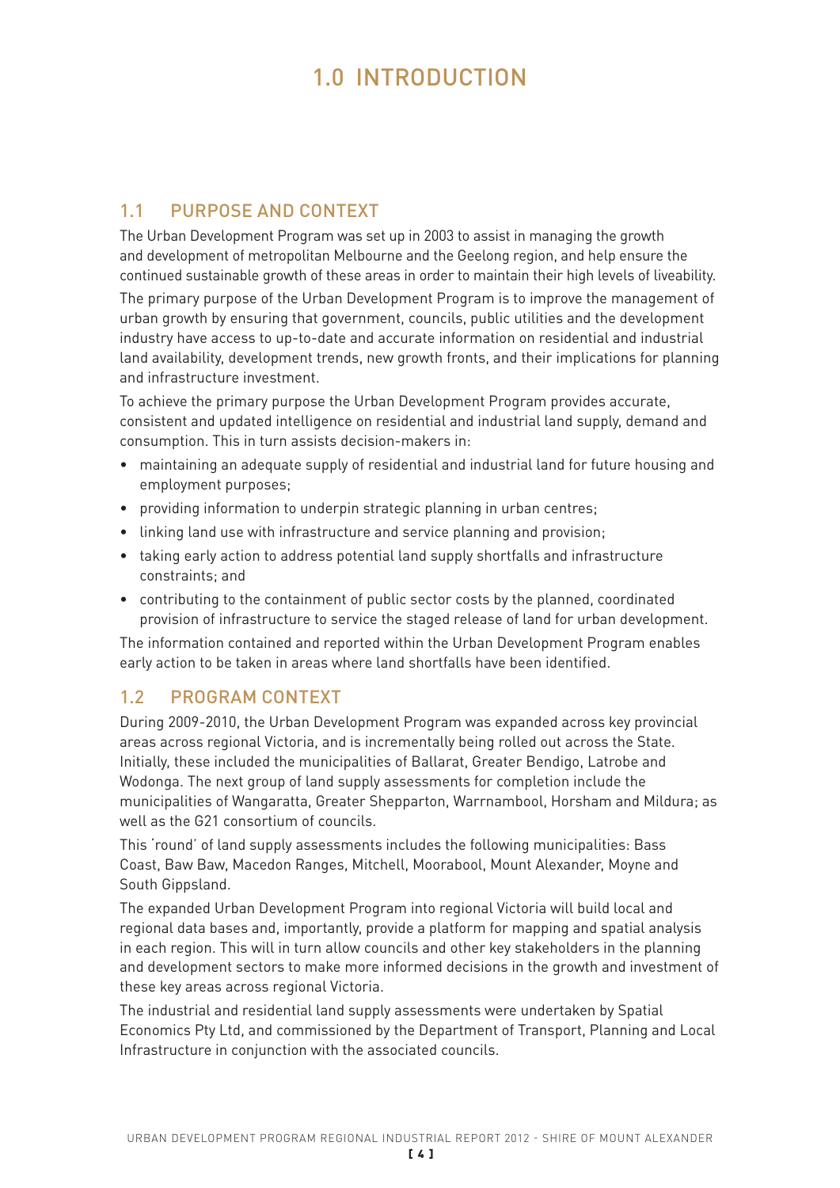# 1.0 INTRODUCTION

## 1.1 PURPOSE AND CONTEXT

The Urban Development Program was set up in 2003 to assist in managing the growth and development of metropolitan Melbourne and the Geelong region, and help ensure the continued sustainable growth of these areas in order to maintain their high levels of liveability.

The primary purpose of the Urban Development Program is to improve the management of urban growth by ensuring that government, councils, public utilities and the development industry have access to up-to-date and accurate information on residential and industrial land availability, development trends, new growth fronts, and their implications for planning and infrastructure investment.

To achieve the primary purpose the Urban Development Program provides accurate, consistent and updated intelligence on residential and industrial land supply, demand and consumption. This in turn assists decision-makers in:

- maintaining an adequate supply of residential and industrial land for future housing and employment purposes;
- providing information to underpin strategic planning in urban centres;
- linking land use with infrastructure and service planning and provision;
- taking early action to address potential land supply shortfalls and infrastructure constraints; and
- contributing to the containment of public sector costs by the planned, coordinated provision of infrastructure to service the staged release of land for urban development.

The information contained and reported within the Urban Development Program enables early action to be taken in areas where land shortfalls have been identified.

## 1.2 PROGRAM CONTEXT

During 2009-2010, the Urban Development Program was expanded across key provincial areas across regional Victoria, and is incrementally being rolled out across the State. Initially, these included the municipalities of Ballarat, Greater Bendigo, Latrobe and Wodonga. The next group of land supply assessments for completion include the municipalities of Wangaratta, Greater Shepparton, Warrnambool, Horsham and Mildura; as well as the G21 consortium of councils.

This 'round' of land supply assessments includes the following municipalities: Bass Coast, Baw Baw, Macedon Ranges, Mitchell, Moorabool, Mount Alexander, Moyne and South Gippsland.

The expanded Urban Development Program into regional Victoria will build local and regional data bases and, importantly, provide a platform for mapping and spatial analysis in each region. This will in turn allow councils and other key stakeholders in the planning and development sectors to make more informed decisions in the growth and investment of these key areas across regional Victoria.

The industrial and residential land supply assessments were undertaken by Spatial Economics Pty Ltd, and commissioned by the Department of Transport, Planning and Local Infrastructure in conjunction with the associated councils.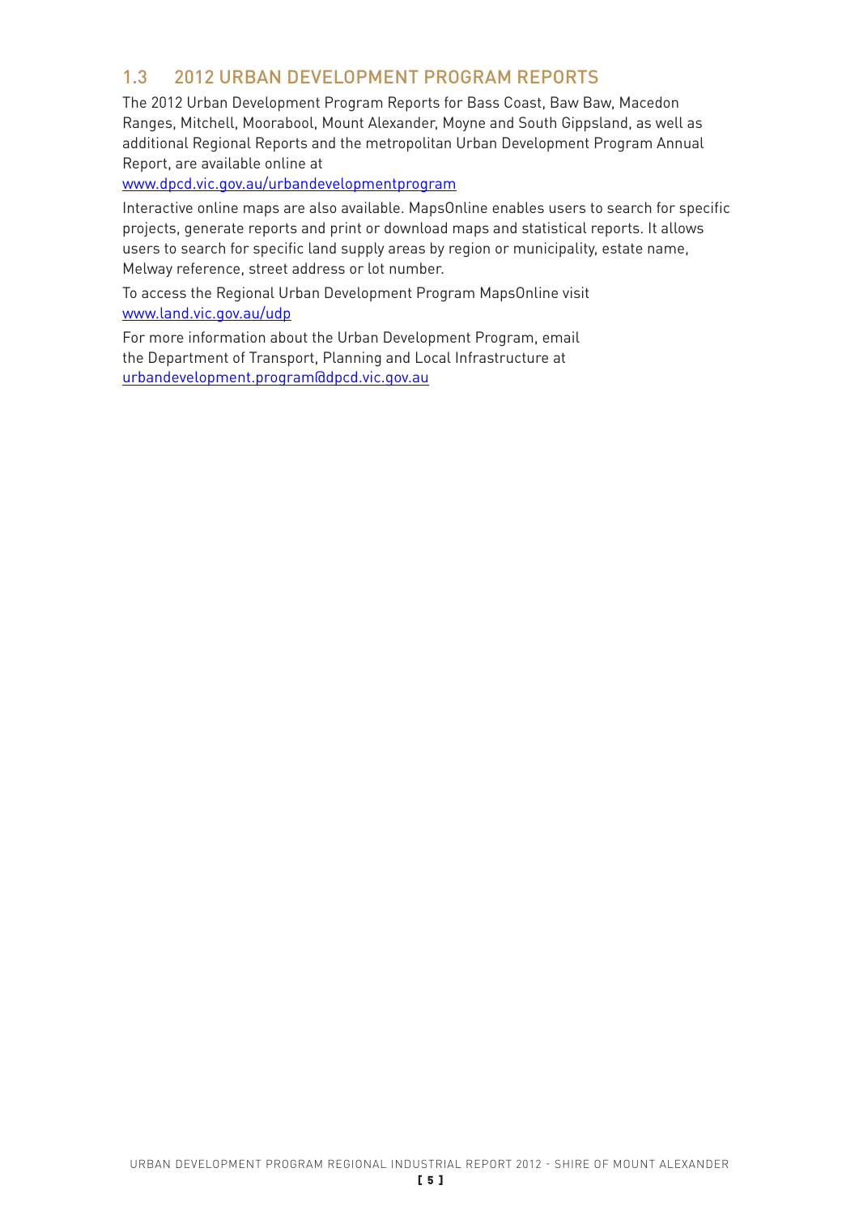## 1.3 2012 URBAN DEVELOPMENT PROGRAM REPORTS

The 2012 Urban Development Program Reports for Bass Coast, Baw Baw, Macedon Ranges, Mitchell, Moorabool, Mount Alexander, Moyne and South Gippsland, as well as additional Regional Reports and the metropolitan Urban Development Program Annual Report, are available online at

www.dpcd.vic.gov.au/urbandevelopmentprogram

Interactive online maps are also available. MapsOnline enables users to search for specific projects, generate reports and print or download maps and statistical reports. It allows users to search for specific land supply areas by region or municipality, estate name, Melway reference, street address or lot number.

To access the Regional Urban Development Program MapsOnline visit www.land.vic.gov.au/udp

For more information about the Urban Development Program, email the Department of Transport, Planning and Local Infrastructure at urbandevelopment.program@dpcd.vic.gov.au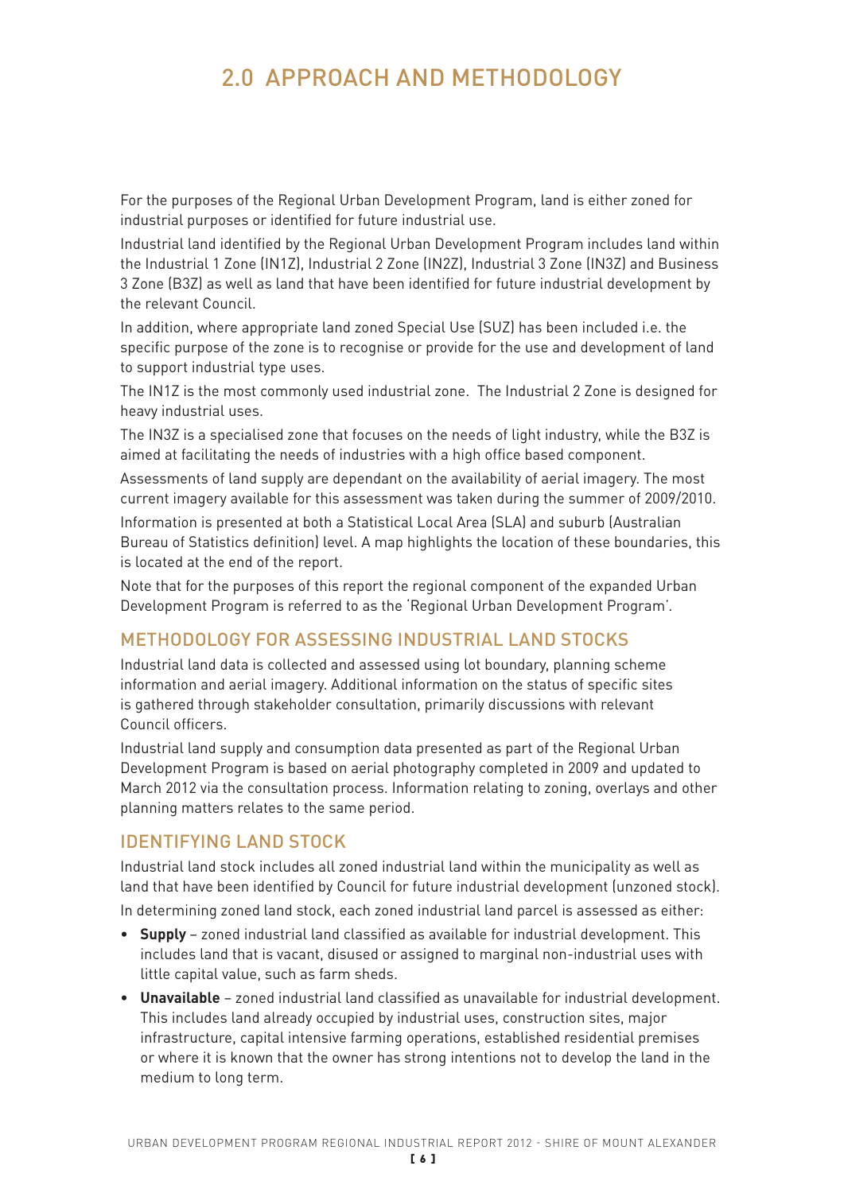# 2.0 APPROACH AND METHODOLOGY

For the purposes of the Regional Urban Development Program, land is either zoned for industrial purposes or identified for future industrial use.

Industrial land identified by the Regional Urban Development Program includes land within the Industrial 1 Zone (IN1Z), Industrial 2 Zone (IN2Z), Industrial 3 Zone (IN3Z) and Business 3 Zone (B3Z) as well as land that have been identified for future industrial development by the relevant Council.

In addition, where appropriate land zoned Special Use (SUZ) has been included i.e. the specific purpose of the zone is to recognise or provide for the use and development of land to support industrial type uses.

The IN1Z is the most commonly used industrial zone. The Industrial 2 Zone is designed for heavy industrial uses.

The IN3Z is a specialised zone that focuses on the needs of light industry, while the B3Z is aimed at facilitating the needs of industries with a high office based component.

Assessments of land supply are dependant on the availability of aerial imagery. The most current imagery available for this assessment was taken during the summer of 2009/2010.

Information is presented at both a Statistical Local Area (SLA) and suburb (Australian Bureau of Statistics definition) level. A map highlights the location of these boundaries, this is located at the end of the report.

Note that for the purposes of this report the regional component of the expanded Urban Development Program is referred to as the 'Regional Urban Development Program'.

## METHODOLOGY FOR ASSESSING INDUSTRIAL LAND STOCKS

Industrial land data is collected and assessed using lot boundary, planning scheme information and aerial imagery. Additional information on the status of specific sites is gathered through stakeholder consultation, primarily discussions with relevant Council officers.

Industrial land supply and consumption data presented as part of the Regional Urban Development Program is based on aerial photography completed in 2009 and updated to March 2012 via the consultation process. Information relating to zoning, overlays and other planning matters relates to the same period.

## IDENTIFYING LAND STOCK

Industrial land stock includes all zoned industrial land within the municipality as well as land that have been identified by Council for future industrial development (unzoned stock).

In determining zoned land stock, each zoned industrial land parcel is assessed as either:

- **Supply** – zoned industrial land classified as available for industrial development. This includes land that is vacant, disused or assigned to marginal non-industrial uses with little capital value, such as farm sheds.
- **Unavailable** – zoned industrial land classified as unavailable for industrial development. This includes land already occupied by industrial uses, construction sites, major infrastructure, capital intensive farming operations, established residential premises or where it is known that the owner has strong intentions not to develop the land in the medium to long term.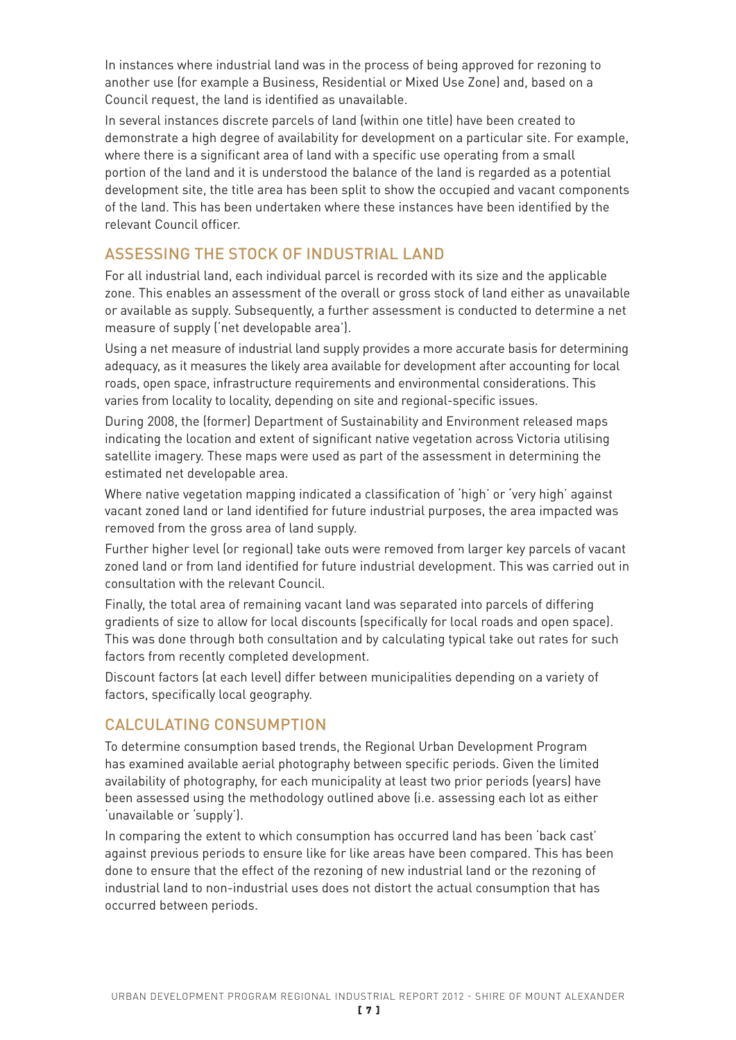In instances where industrial land was in the process of being approved for rezoning to another use (for example a Business, Residential or Mixed Use Zone) and, based on a Council request, the land is identified as unavailable.

In several instances discrete parcels of land (within one title) have been created to demonstrate a high degree of availability for development on a particular site. For example, where there is a significant area of land with a specific use operating from a small portion of the land and it is understood the balance of the land is regarded as a potential development site, the title area has been split to show the occupied and vacant components of the land. This has been undertaken where these instances have been identified by the relevant Council officer.

## ASSESSING THE STOCK OF INDUSTRIAL LAND

For all industrial land, each individual parcel is recorded with its size and the applicable zone. This enables an assessment of the overall or gross stock of land either as unavailable or available as supply. Subsequently, a further assessment is conducted to determine a net measure of supply ('net developable area').

Using a net measure of industrial land supply provides a more accurate basis for determining adequacy, as it measures the likely area available for development after accounting for local roads, open space, infrastructure requirements and environmental considerations. This varies from locality to locality, depending on site and regional-specific issues.

During 2008, the (former) Department of Sustainability and Environment released maps indicating the location and extent of significant native vegetation across Victoria utilising satellite imagery. These maps were used as part of the assessment in determining the estimated net developable area.

Where native vegetation mapping indicated a classification of 'high' or 'very high' against vacant zoned land or land identified for future industrial purposes, the area impacted was removed from the gross area of land supply.

Further higher level (or regional) take outs were removed from larger key parcels of vacant zoned land or from land identified for future industrial development. This was carried out in consultation with the relevant Council.

Finally, the total area of remaining vacant land was separated into parcels of differing gradients of size to allow for local discounts (specifically for local roads and open space). This was done through both consultation and by calculating typical take out rates for such factors from recently completed development.

Discount factors (at each level) differ between municipalities depending on a variety of factors, specifically local geography.

## CALCULATING CONSUMPTION

To determine consumption based trends, the Regional Urban Development Program has examined available aerial photography between specific periods. Given the limited availability of photography, for each municipality at least two prior periods (years) have been assessed using the methodology outlined above (i.e. assessing each lot as either 'unavailable or 'supply').

In comparing the extent to which consumption has occurred land has been 'back cast' against previous periods to ensure like for like areas have been compared. This has been done to ensure that the effect of the rezoning of new industrial land or the rezoning of industrial land to non-industrial uses does not distort the actual consumption that has occurred between periods.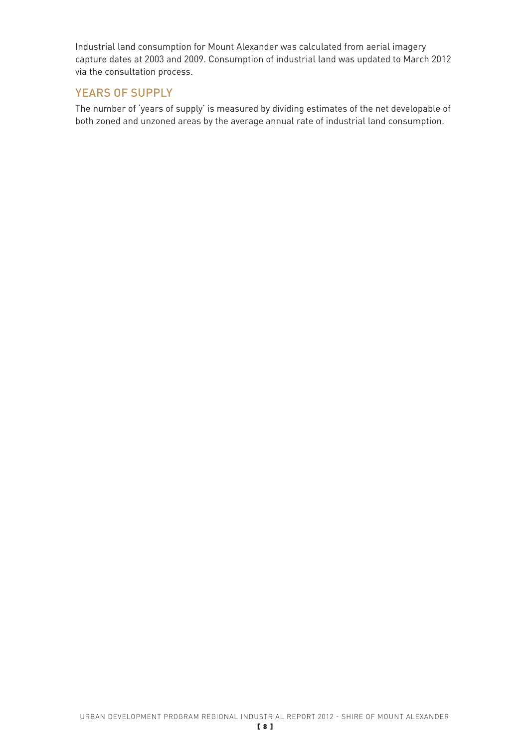Industrial land consumption for Mount Alexander was calculated from aerial imagery capture dates at 2003 and 2009. Consumption of industrial land was updated to March 2012 via the consultation process.

## YEARS OF SUPPLY

The number of 'years of supply' is measured by dividing estimates of the net developable of both zoned and unzoned areas by the average annual rate of industrial land consumption.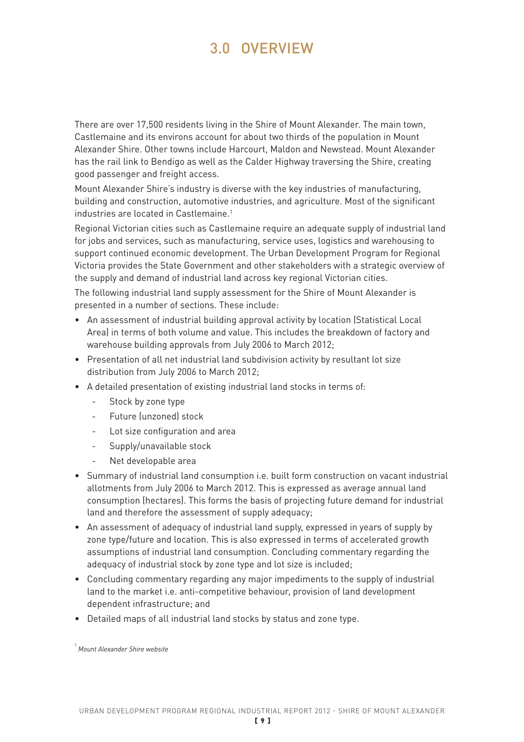# 3.0 OVERVIEW

There are over 17,500 residents living in the Shire of Mount Alexander. The main town, Castlemaine and its environs account for about two thirds of the population in Mount Alexander Shire. Other towns include Harcourt, Maldon and Newstead. Mount Alexander has the rail link to Bendigo as well as the Calder Highway traversing the Shire, creating good passenger and freight access.

Mount Alexander Shire's industry is diverse with the key industries of manufacturing, building and construction, automotive industries, and agriculture. Most of the significant industries are located in Castlemaine.[1]

Regional Victorian cities such as Castlemaine require an adequate supply of industrial land for jobs and services, such as manufacturing, service uses, logistics and warehousing to support continued economic development. The Urban Development Program for Regional Victoria provides the State Government and other stakeholders with a strategic overview of the supply and demand of industrial land across key regional Victorian cities.

The following industrial land supply assessment for the Shire of Mount Alexander is presented in a number of sections. These include:

- An assessment of industrial building approval activity by location (Statistical Local Area) in terms of both volume and value. This includes the breakdown of factory and warehouse building approvals from July 2006 to March 2012;
- Presentation of all net industrial land subdivision activity by resultant lot size distribution from July 2006 to March 2012;
- A detailed presentation of existing industrial land stocks in terms of:
  - Stock by zone type
  - Future (unzoned) stock
  - Lot size configuration and area
  - Supply/unavailable stock
  - Net developable area
- Summary of industrial land consumption i.e. built form construction on vacant industrial allotments from July 2006 to March 2012. This is expressed as average annual land consumption (hectares). This forms the basis of projecting future demand for industrial land and therefore the assessment of supply adequacy;
- An assessment of adequacy of industrial land supply, expressed in years of supply by zone type/future and location. This is also expressed in terms of accelerated growth assumptions of industrial land consumption. Concluding commentary regarding the adequacy of industrial stock by zone type and lot size is included;
- Concluding commentary regarding any major impediments to the supply of industrial land to the market i.e. anti-competitive behaviour, provision of land development dependent infrastructure; and
- Detailed maps of all industrial land stocks by status and zone type.

[1] *Mount Alexander Shire website*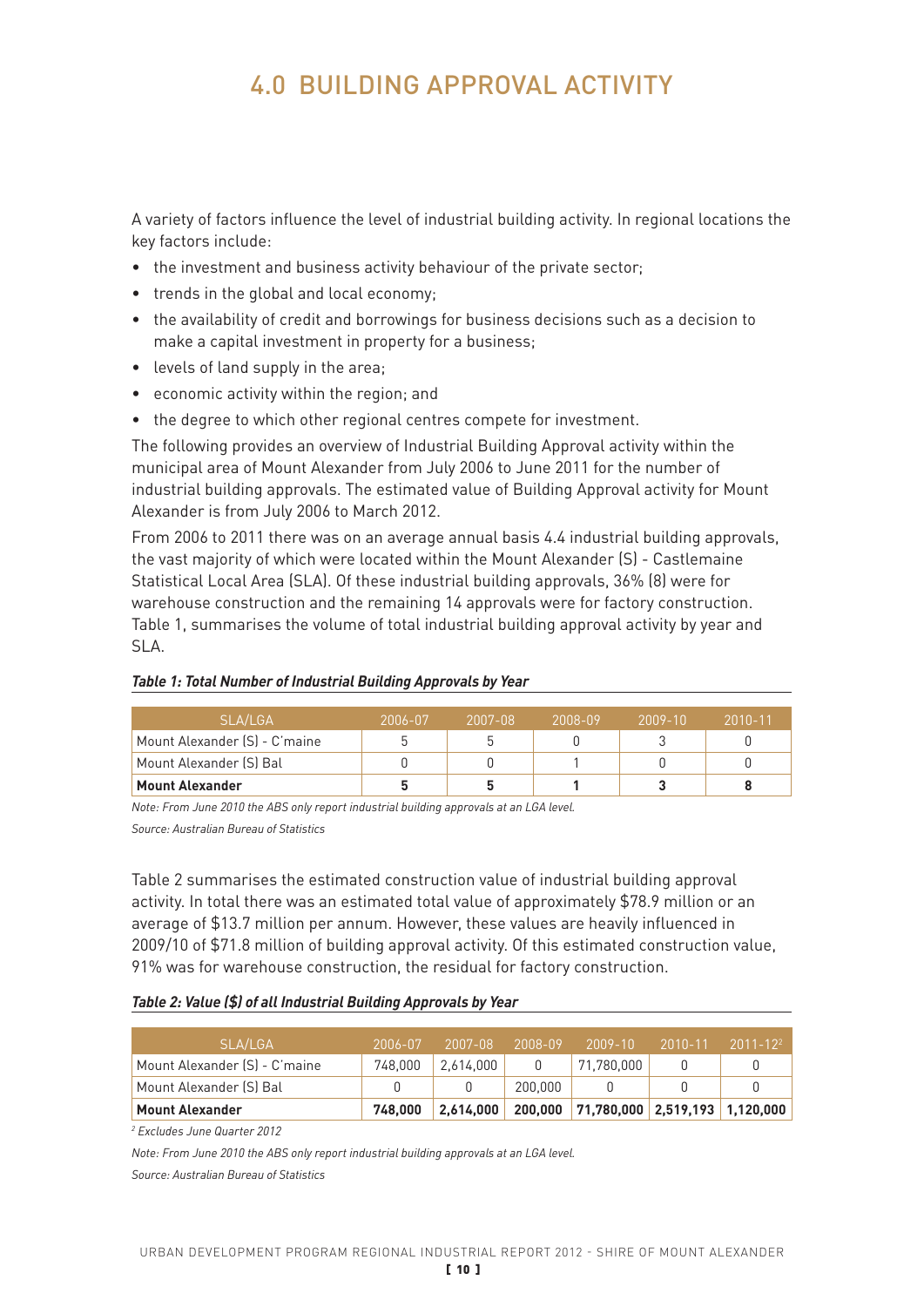# 4.0 BUILDING APPROVAL ACTIVITY

A variety of factors influence the level of industrial building activity. In regional locations the key factors include:

- the investment and business activity behaviour of the private sector;
- trends in the global and local economy;
- the availability of credit and borrowings for business decisions such as a decision to make a capital investment in property for a business;
- levels of land supply in the area;
- economic activity within the region; and
- the degree to which other regional centres compete for investment.

The following provides an overview of Industrial Building Approval activity within the municipal area of Mount Alexander from July 2006 to June 2011 for the number of industrial building approvals. The estimated value of Building Approval activity for Mount Alexander is from July 2006 to March 2012.

From 2006 to 2011 there was on an average annual basis 4.4 industrial building approvals, the vast majority of which were located within the Mount Alexander (S) - Castlemaine Statistical Local Area (SLA). Of these industrial building approvals, 36% (8) were for warehouse construction and the remaining 14 approvals were for factory construction. Table 1, summarises the volume of total industrial building approval activity by year and SLA.

***Table 1: Total Number of Industrial Building Approvals by Year***

| SLA/LGA | 2006-07 | 2007-08 | 2008-09 | 2009-10 | 2010-11 |
|---|---|---|---|---|---|
| Mount Alexander (S) - C'maine | 5 | 5 | 0 | 3 | 0 |
| Mount Alexander (S) Bal | 0 | 0 | 1 | 0 | 0 |
| **Mount Alexander** | **5** | **5** | **1** | **3** | **8** |

*Note: From June 2010 the ABS only report industrial building approvals at an LGA level.*

*Source: Australian Bureau of Statistics*

Table 2 summarises the estimated construction value of industrial building approval activity. In total there was an estimated total value of approximately $78.9 million or an average of $13.7 million per annum. However, these values are heavily influenced in 2009/10 of $71.8 million of building approval activity. Of this estimated construction value, 91% was for warehouse construction, the residual for factory construction.

***Table 2: Value ($) of all Industrial Building Approvals by Year***

| SLA/LGA | 2006-07 | 2007-08 | 2008-09 | 2009-10 | 2010-11 | 2011-12[2] |
|---|---|---|---|---|---|---|
| Mount Alexander (S) - C'maine | 748,000 | 2,614,000 | 0 | 71,780,000 | 0 | 0 |
| Mount Alexander (S) Bal | 0 | 0 | 200,000 | 0 | 0 | 0 |
| **Mount Alexander** | **748,000** | **2,614,000** | **200,000** | **71,780,000** | **2,519,193** | **1,120,000** |

*[2] Excludes June Quarter 2012*

*Note: From June 2010 the ABS only report industrial building approvals at an LGA level.*

*Source: Australian Bureau of Statistics*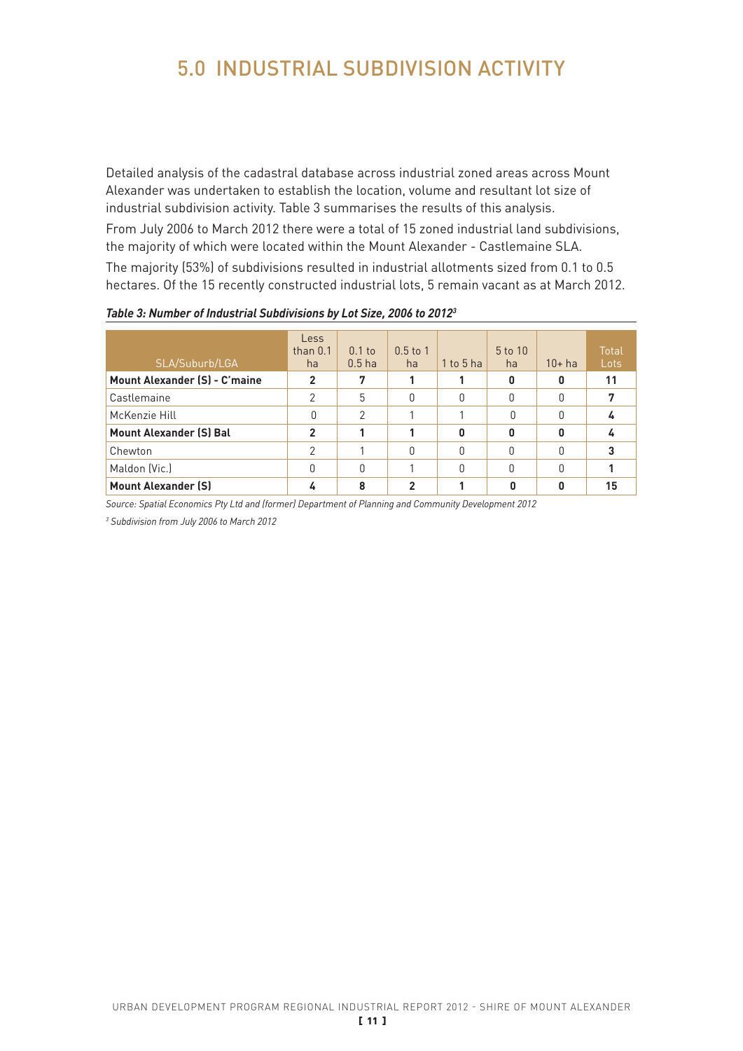# 5.0 INDUSTRIAL SUBDIVISION ACTIVITY

Detailed analysis of the cadastral database across industrial zoned areas across Mount Alexander was undertaken to establish the location, volume and resultant lot size of industrial subdivision activity. Table 3 summarises the results of this analysis.

From July 2006 to March 2012 there were a total of 15 zoned industrial land subdivisions, the majority of which were located within the Mount Alexander - Castlemaine SLA.

The majority (53%) of subdivisions resulted in industrial allotments sized from 0.1 to 0.5 hectares. Of the 15 recently constructed industrial lots, 5 remain vacant as at March 2012.

***Table 3: Number of Industrial Subdivisions by Lot Size, 2006 to 2012[3]***

| SLA/Suburb/LGA | Less than 0.1 ha | 0.1 to 0.5 ha | 0.5 to 1 ha | 1 to 5 ha | 5 to 10 ha | 10+ ha | Total Lots |
|---|---|---|---|---|---|---|---|
| **Mount Alexander (S) - C'maine** | **2** | **7** | **1** | **1** | **0** | **0** | **11** |
| Castlemaine | 2 | 5 | 0 | 0 | 0 | 0 | **7** |
| McKenzie Hill | 0 | 2 | 1 | 1 | 0 | 0 | **4** |
| **Mount Alexander (S) Bal** | **2** | **1** | **1** | **0** | **0** | **0** | **4** |
| Chewton | 2 | 1 | 0 | 0 | 0 | 0 | **3** |
| Maldon (Vic.) | 0 | 0 | 1 | 0 | 0 | 0 | **1** |
| **Mount Alexander (S)** | **4** | **8** | **2** | **1** | **0** | **0** | **15** |

*Source: Spatial Economics Pty Ltd and (former) Department of Planning and Community Development 2012*

*[3] Subdivision from July 2006 to March 2012*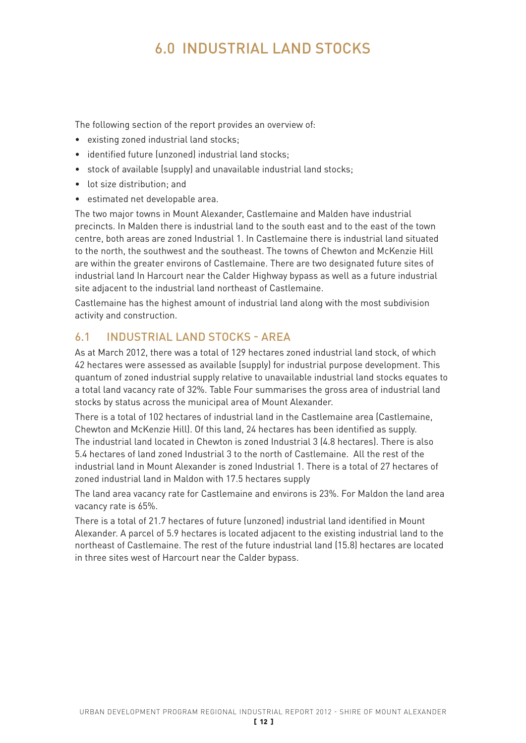# 6.0 INDUSTRIAL LAND STOCKS

The following section of the report provides an overview of:

- existing zoned industrial land stocks;
- identified future (unzoned) industrial land stocks;
- stock of available (supply) and unavailable industrial land stocks;
- lot size distribution; and
- estimated net developable area.

The two major towns in Mount Alexander, Castlemaine and Malden have industrial precincts. In Malden there is industrial land to the south east and to the east of the town centre, both areas are zoned Industrial 1. In Castlemaine there is industrial land situated to the north, the southwest and the southeast. The towns of Chewton and McKenzie Hill are within the greater environs of Castlemaine. There are two designated future sites of industrial land In Harcourt near the Calder Highway bypass as well as a future industrial site adjacent to the industrial land northeast of Castlemaine.

Castlemaine has the highest amount of industrial land along with the most subdivision activity and construction.

## 6.1 INDUSTRIAL LAND STOCKS - AREA

As at March 2012, there was a total of 129 hectares zoned industrial land stock, of which 42 hectares were assessed as available (supply) for industrial purpose development. This quantum of zoned industrial supply relative to unavailable industrial land stocks equates to a total land vacancy rate of 32%. Table Four summarises the gross area of industrial land stocks by status across the municipal area of Mount Alexander.

There is a total of 102 hectares of industrial land in the Castlemaine area (Castlemaine, Chewton and McKenzie Hill). Of this land, 24 hectares has been identified as supply. The industrial land located in Chewton is zoned Industrial 3 (4.8 hectares). There is also 5.4 hectares of land zoned Industrial 3 to the north of Castlemaine. All the rest of the industrial land in Mount Alexander is zoned Industrial 1. There is a total of 27 hectares of zoned industrial land in Maldon with 17.5 hectares supply

The land area vacancy rate for Castlemaine and environs is 23%. For Maldon the land area vacancy rate is 65%.

There is a total of 21.7 hectares of future (unzoned) industrial land identified in Mount Alexander. A parcel of 5.9 hectares is located adjacent to the existing industrial land to the northeast of Castlemaine. The rest of the future industrial land (15.8) hectares are located in three sites west of Harcourt near the Calder bypass.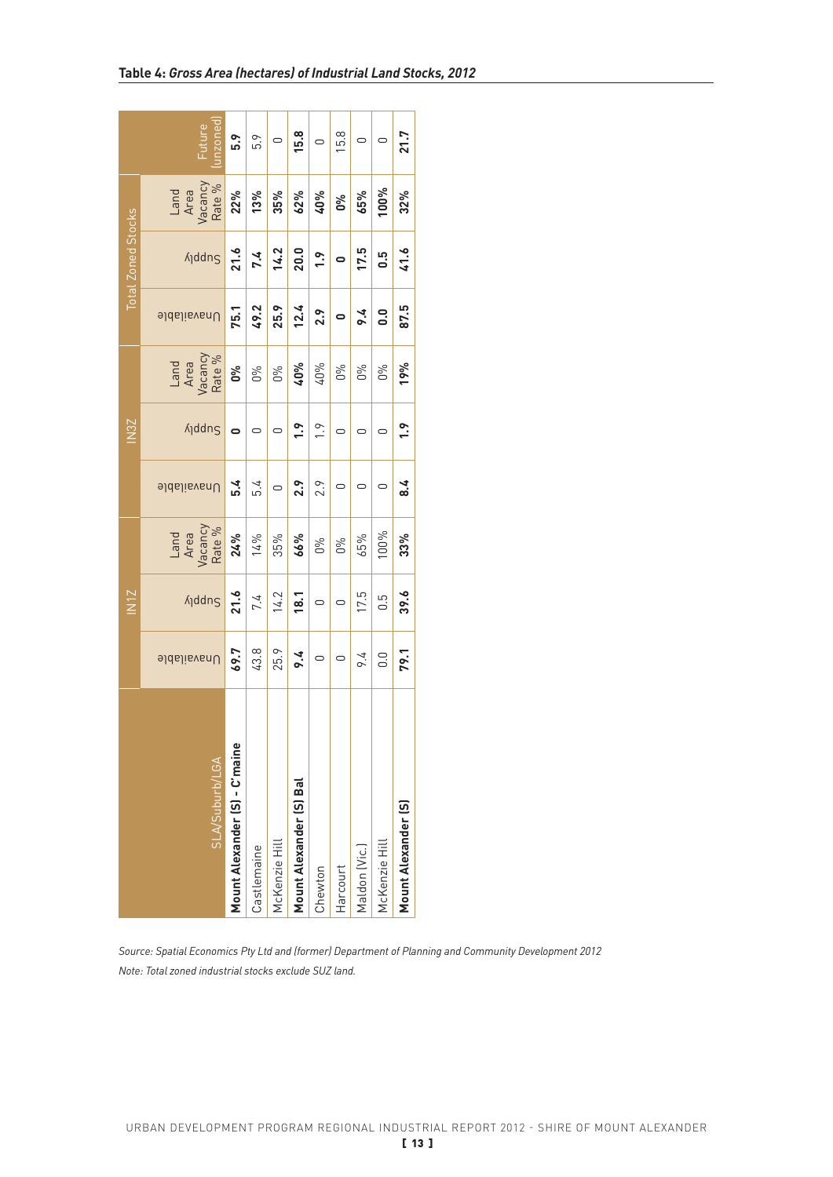**Table 4: *Gross Area (hectares) of Industrial Land Stocks, 2012***

| SLA/Suburb/LGA | IN1Z | | | IN3Z | | | Total Zoned Stocks | | | Future (unzoned) |
|---|---|---|---|---|---|---|---|---|---|---|
| | Unavailable | Supply | Land Area Vacancy Rate % | Unavailable | Supply | Land Area Vacancy Rate % | Unavailable | Supply | Land Area Vacancy Rate % | |
| **Mount Alexander (S) - C'maine** | **69.7** | **21.6** | **24%** | **5.4** | **0** | **0%** | **75.1** | **21.6** | **22%** | **5.9** |
| Castlemaine | 43.8 | 7.4 | 14% | 5.4 | 0 | 0% | **49.2** | **7.4** | **13%** | 5.9 |
| McKenzie Hill | 25.9 | 14.2 | 35% | 0 | 0 | 0% | **25.9** | **14.2** | **35%** | 0 |
| **Mount Alexander (S) Bal** | **9.4** | **18.1** | **66%** | **2.9** | **1.9** | **40%** | **12.4** | **20.0** | **62%** | **15.8** |
| Chewton | 0 | 0 | 0% | 2.9 | 1.9 | 40% | **2.9** | **1.9** | **40%** | 0 |
| Harcourt | 0 | 0 | 0% | 0 | 0 | 0% | **0** | **0** | **0%** | 15.8 |
| Maldon (Vic.) | 9.4 | 17.5 | 65% | 0 | 0 | 0% | **9.4** | **17.5** | **65%** | 0 |
| McKenzie Hill | 0.0 | 0.5 | 100% | 0 | 0 | 0% | **0.0** | **0.5** | **100%** | 0 |
| **Mount Alexander (S)** | **79.1** | **39.6** | **33%** | **8.4** | **1.9** | **19%** | **87.5** | **41.6** | **32%** | **21.7** |

*Source: Spatial Economics Pty Ltd and (former) Department of Planning and Community Development 2012*

*Note: Total zoned industrial stocks exclude SUZ land.*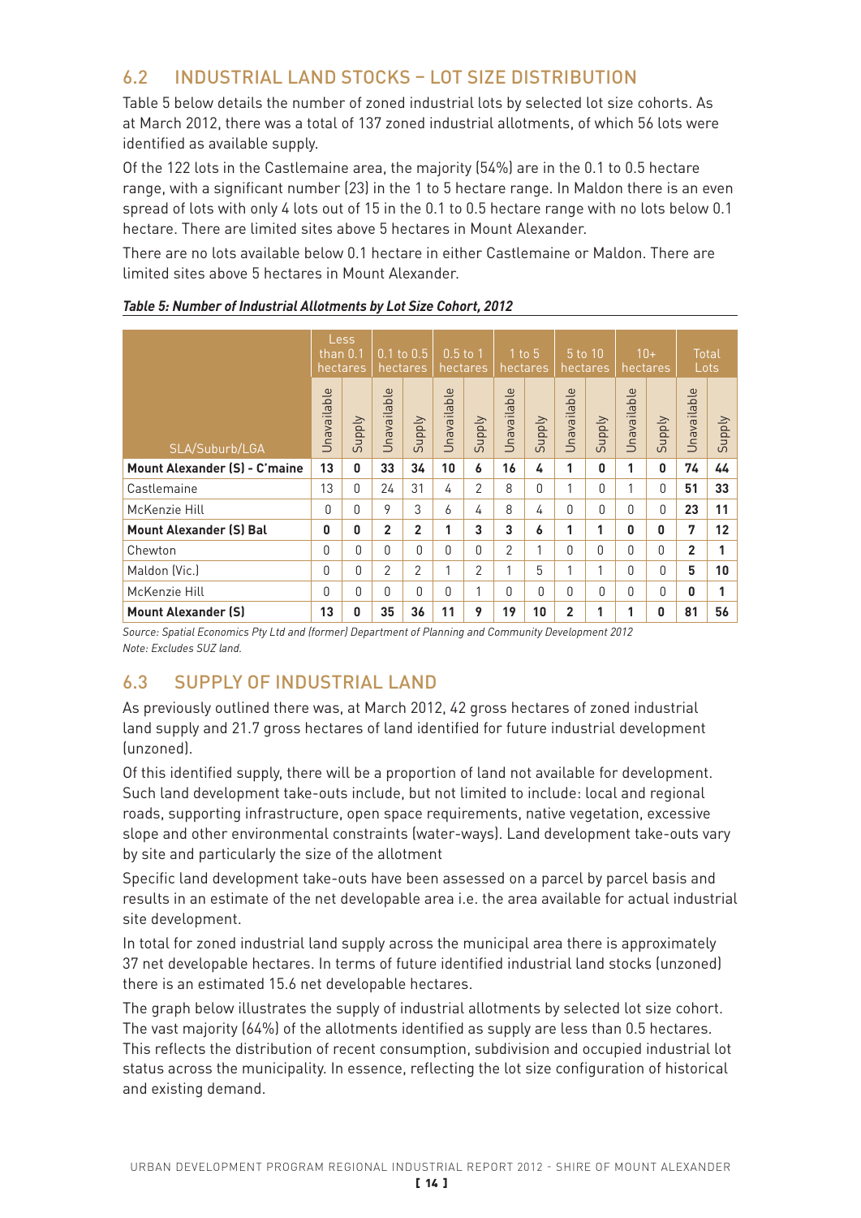## 6.2 INDUSTRIAL LAND STOCKS – LOT SIZE DISTRIBUTION

Table 5 below details the number of zoned industrial lots by selected lot size cohorts. As at March 2012, there was a total of 137 zoned industrial allotments, of which 56 lots were identified as available supply.

Of the 122 lots in the Castlemaine area, the majority (54%) are in the 0.1 to 0.5 hectare range, with a significant number (23) in the 1 to 5 hectare range. In Maldon there is an even spread of lots with only 4 lots out of 15 in the 0.1 to 0.5 hectare range with no lots below 0.1 hectare. There are limited sites above 5 hectares in Mount Alexander.

There are no lots available below 0.1 hectare in either Castlemaine or Maldon. There are limited sites above 5 hectares in Mount Alexander.

***Table 5: Number of Industrial Allotments by Lot Size Cohort, 2012***

| SLA/Suburb/LGA | Less than 0.1 hectares | | 0.1 to 0.5 hectares | | 0.5 to 1 hectares | | 1 to 5 hectares | | 5 to 10 hectares | | 10+ hectares | | Total Lots | |
|---|---|---|---|---|---|---|---|---|---|---|---|---|---|---|
| | Unavailable | Supply | Unavailable | Supply | Unavailable | Supply | Unavailable | Supply | Unavailable | Supply | Unavailable | Supply | Unavailable | Supply |
| **Mount Alexander (S) - C'maine** | **13** | **0** | **33** | **34** | **10** | **6** | **16** | **4** | **1** | **0** | **1** | **0** | **74** | **44** |
| Castlemaine | 13 | 0 | 24 | 31 | 4 | 2 | 8 | 0 | 1 | 0 | 1 | 0 | **51** | **33** |
| McKenzie Hill | 0 | 0 | 9 | 3 | 6 | 4 | 8 | 4 | 0 | 0 | 0 | 0 | **23** | **11** |
| **Mount Alexander (S) Bal** | **0** | **0** | **2** | **2** | **1** | **3** | **3** | **6** | **1** | **1** | **0** | **0** | **7** | **12** |
| Chewton | 0 | 0 | 0 | 0 | 0 | 0 | 2 | 1 | 0 | 0 | 0 | 0 | **2** | **1** |
| Maldon (Vic.) | 0 | 0 | 2 | 2 | 1 | 2 | 1 | 5 | 1 | 1 | 0 | 0 | **5** | **10** |
| McKenzie Hill | 0 | 0 | 0 | 0 | 0 | 1 | 0 | 0 | 0 | 0 | 0 | 0 | **0** | **1** |
| **Mount Alexander (S)** | **13** | **0** | **35** | **36** | **11** | **9** | **19** | **10** | **2** | **1** | **1** | **0** | **81** | **56** |

*Source: Spatial Economics Pty Ltd and (former) Department of Planning and Community Development 2012*
*Note: Excludes SUZ land.*

## 6.3 SUPPLY OF INDUSTRIAL LAND

As previously outlined there was, at March 2012, 42 gross hectares of zoned industrial land supply and 21.7 gross hectares of land identified for future industrial development (unzoned).

Of this identified supply, there will be a proportion of land not available for development. Such land development take-outs include, but not limited to include: local and regional roads, supporting infrastructure, open space requirements, native vegetation, excessive slope and other environmental constraints (water-ways). Land development take-outs vary by site and particularly the size of the allotment

Specific land development take-outs have been assessed on a parcel by parcel basis and results in an estimate of the net developable area i.e. the area available for actual industrial site development.

In total for zoned industrial land supply across the municipal area there is approximately 37 net developable hectares. In terms of future identified industrial land stocks (unzoned) there is an estimated 15.6 net developable hectares.

The graph below illustrates the supply of industrial allotments by selected lot size cohort. The vast majority (64%) of the allotments identified as supply are less than 0.5 hectares. This reflects the distribution of recent consumption, subdivision and occupied industrial lot status across the municipality. In essence, reflecting the lot size configuration of historical and existing demand.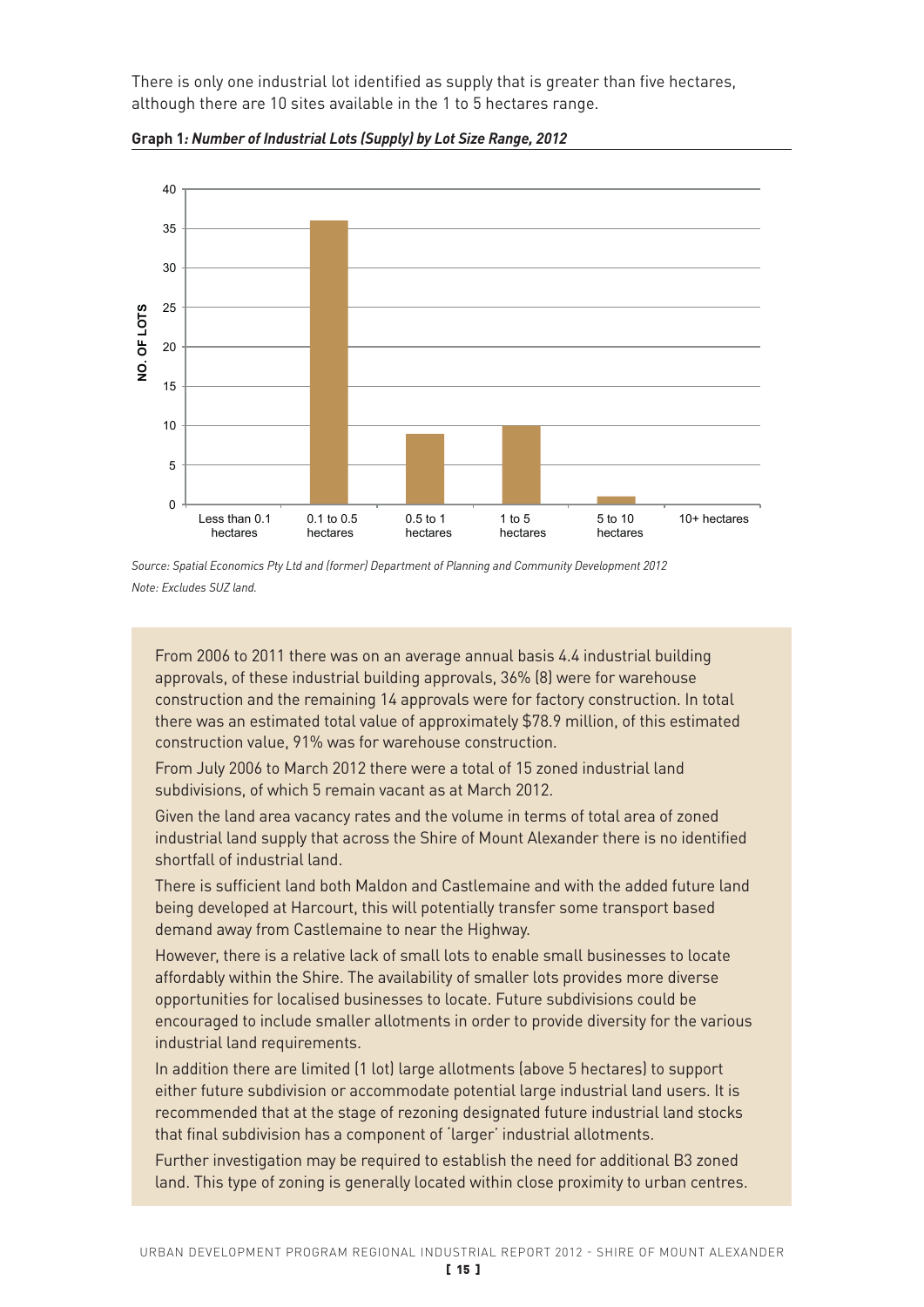There is only one industrial lot identified as supply that is greater than five hectares, although there are 10 sites available in the 1 to 5 hectares range.

**Graph 1*: Number of Industrial Lots (Supply) by Lot Size Range, 2012***

| Lot Size Range | No. of Lots |
|---|---|
| Less than 0.1 hectares | 0 |
| 0.1 to 0.5 hectares | 36 |
| 0.5 to 1 hectares | 9 |
| 1 to 5 hectares | 10 |
| 5 to 10 hectares | 1 |
| 10+ hectares | 0 |

*Source: Spatial Economics Pty Ltd and (former) Department of Planning and Community Development 2012*

*Note: Excludes SUZ land.*

From 2006 to 2011 there was on an average annual basis 4.4 industrial building approvals, of these industrial building approvals, 36% (8) were for warehouse construction and the remaining 14 approvals were for factory construction. In total there was an estimated total value of approximately $78.9 million, of this estimated construction value, 91% was for warehouse construction.

From July 2006 to March 2012 there were a total of 15 zoned industrial land subdivisions, of which 5 remain vacant as at March 2012.

Given the land area vacancy rates and the volume in terms of total area of zoned industrial land supply that across the Shire of Mount Alexander there is no identified shortfall of industrial land.

There is sufficient land both Maldon and Castlemaine and with the added future land being developed at Harcourt, this will potentially transfer some transport based demand away from Castlemaine to near the Highway.

However, there is a relative lack of small lots to enable small businesses to locate affordably within the Shire. The availability of smaller lots provides more diverse opportunities for localised businesses to locate. Future subdivisions could be encouraged to include smaller allotments in order to provide diversity for the various industrial land requirements.

In addition there are limited (1 lot) large allotments (above 5 hectares) to support either future subdivision or accommodate potential large industrial land users. It is recommended that at the stage of rezoning designated future industrial land stocks that final subdivision has a component of 'larger' industrial allotments.

Further investigation may be required to establish the need for additional B3 zoned land. This type of zoning is generally located within close proximity to urban centres.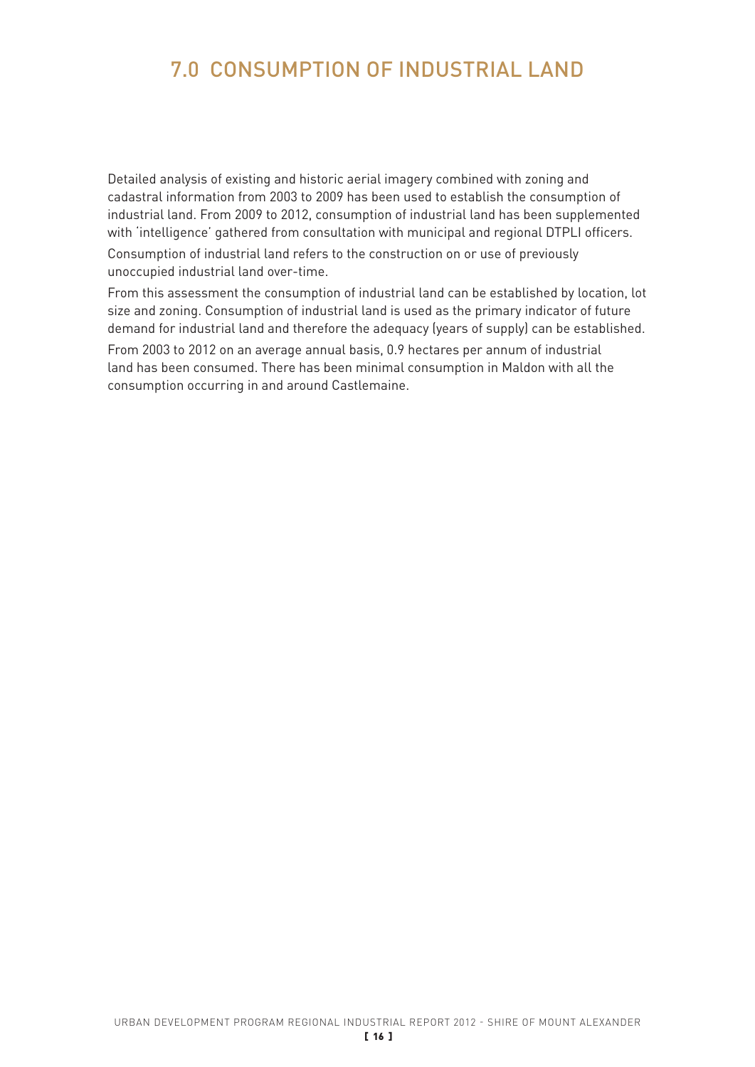# 7.0 CONSUMPTION OF INDUSTRIAL LAND

Detailed analysis of existing and historic aerial imagery combined with zoning and cadastral information from 2003 to 2009 has been used to establish the consumption of industrial land. From 2009 to 2012, consumption of industrial land has been supplemented with 'intelligence' gathered from consultation with municipal and regional DTPLI officers.

Consumption of industrial land refers to the construction on or use of previously unoccupied industrial land over-time.

From this assessment the consumption of industrial land can be established by location, lot size and zoning. Consumption of industrial land is used as the primary indicator of future demand for industrial land and therefore the adequacy (years of supply) can be established.

From 2003 to 2012 on an average annual basis, 0.9 hectares per annum of industrial land has been consumed. There has been minimal consumption in Maldon with all the consumption occurring in and around Castlemaine.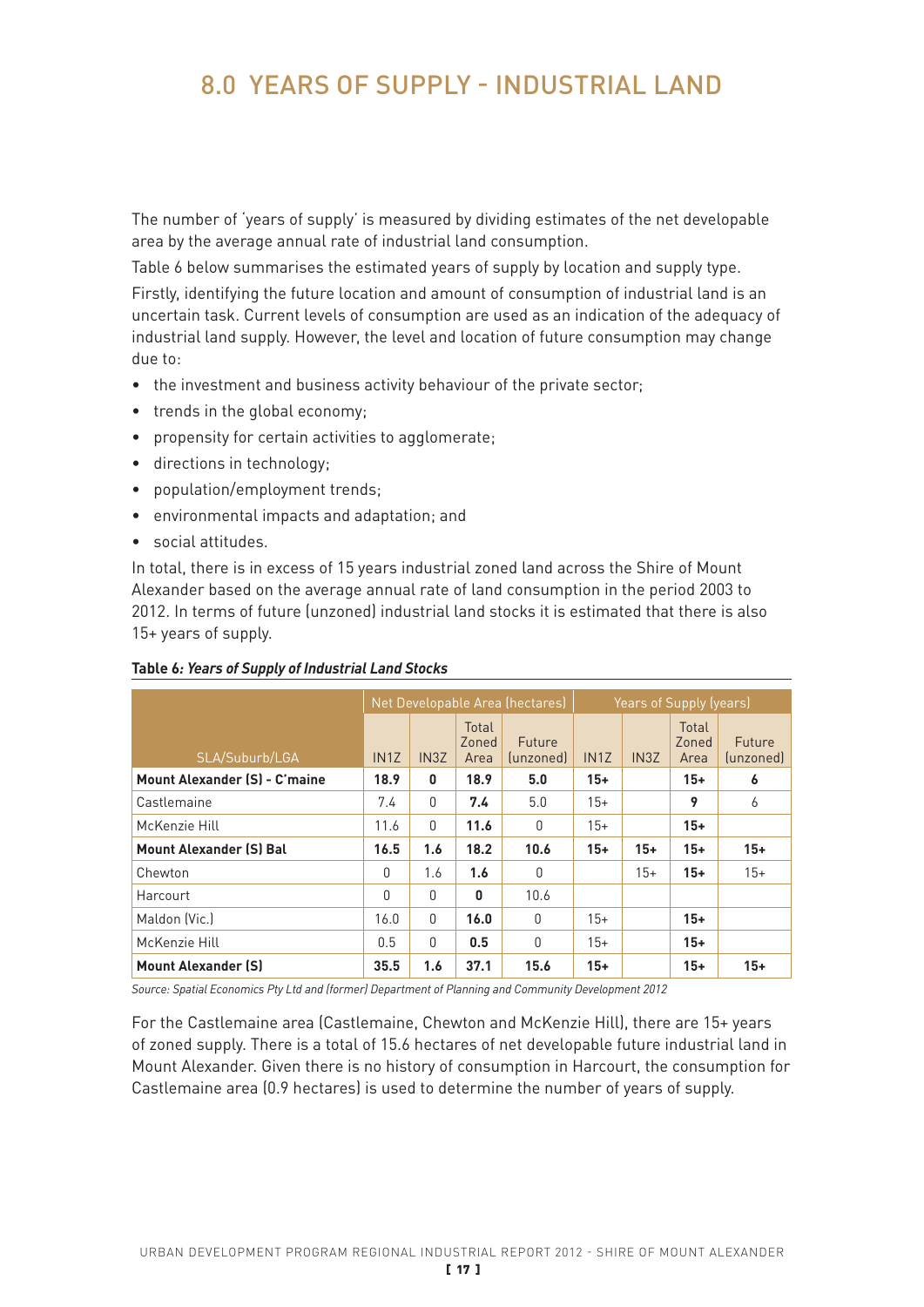# 8.0 YEARS OF SUPPLY - INDUSTRIAL LAND

The number of 'years of supply' is measured by dividing estimates of the net developable area by the average annual rate of industrial land consumption.

Table 6 below summarises the estimated years of supply by location and supply type.

Firstly, identifying the future location and amount of consumption of industrial land is an uncertain task. Current levels of consumption are used as an indication of the adequacy of industrial land supply. However, the level and location of future consumption may change due to:

- the investment and business activity behaviour of the private sector;
- trends in the global economy;
- propensity for certain activities to agglomerate;
- directions in technology;
- population/employment trends;
- environmental impacts and adaptation; and
- social attitudes.

In total, there is in excess of 15 years industrial zoned land across the Shire of Mount Alexander based on the average annual rate of land consumption in the period 2003 to 2012. In terms of future (unzoned) industrial land stocks it is estimated that there is also 15+ years of supply.

**Table 6*: Years of Supply of Industrial Land Stocks***

| SLA/Suburb/LGA | Net Developable Area (hectares) | | | | Years of Supply (years) | | | |
|---|---|---|---|---|---|---|---|---|
| | IN1Z | IN3Z | Total Zoned Area | Future (unzoned) | IN1Z | IN3Z | Total Zoned Area | Future (unzoned) |
| **Mount Alexander (S) - C'maine** | **18.9** | **0** | **18.9** | **5.0** | **15+** | | **15+** | **6** |
| Castlemaine | 7.4 | 0 | **7.4** | 5.0 | 15+ | | **9** | 6 |
| McKenzie Hill | 11.6 | 0 | **11.6** | 0 | 15+ | | **15+** | |
| **Mount Alexander (S) Bal** | **16.5** | **1.6** | **18.2** | **10.6** | **15+** | **15+** | **15+** | **15+** |
| Chewton | 0 | 1.6 | **1.6** | 0 | | 15+ | **15+** | 15+ |
| Harcourt | 0 | 0 | **0** | 10.6 | | | | |
| Maldon (Vic.) | 16.0 | 0 | **16.0** | 0 | 15+ | | **15+** | |
| McKenzie Hill | 0.5 | 0 | **0.5** | 0 | 15+ | | **15+** | |
| **Mount Alexander (S)** | **35.5** | **1.6** | **37.1** | **15.6** | **15+** | | **15+** | **15+** |

*Source: Spatial Economics Pty Ltd and (former) Department of Planning and Community Development 2012*

For the Castlemaine area (Castlemaine, Chewton and McKenzie Hill), there are 15+ years of zoned supply. There is a total of 15.6 hectares of net developable future industrial land in Mount Alexander. Given there is no history of consumption in Harcourt, the consumption for Castlemaine area (0.9 hectares) is used to determine the number of years of supply.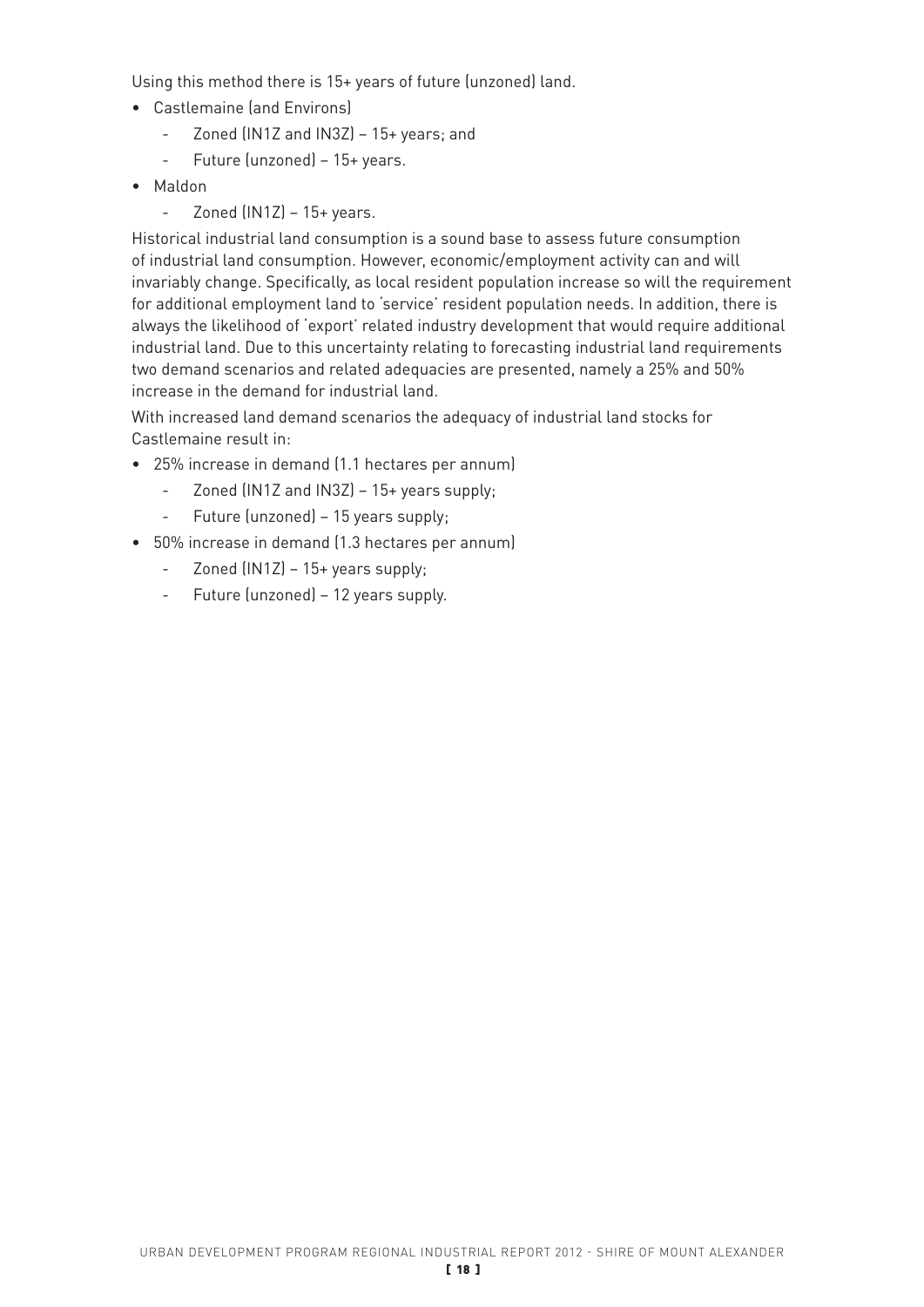Using this method there is 15+ years of future (unzoned) land.

- Castlemaine (and Environs)
    - Zoned (IN1Z and IN3Z) – 15+ years; and
    - Future (unzoned) – 15+ years.
- Maldon
    - Zoned (IN1Z) – 15+ years.

Historical industrial land consumption is a sound base to assess future consumption of industrial land consumption. However, economic/employment activity can and will invariably change. Specifically, as local resident population increase so will the requirement for additional employment land to 'service' resident population needs. In addition, there is always the likelihood of 'export' related industry development that would require additional industrial land. Due to this uncertainty relating to forecasting industrial land requirements two demand scenarios and related adequacies are presented, namely a 25% and 50% increase in the demand for industrial land.

With increased land demand scenarios the adequacy of industrial land stocks for Castlemaine result in:

- 25% increase in demand (1.1 hectares per annum)
    - Zoned (IN1Z and IN3Z) – 15+ years supply;
    - Future (unzoned) – 15 years supply;
- 50% increase in demand (1.3 hectares per annum)
    - Zoned (IN1Z) – 15+ years supply;
    - Future (unzoned) – 12 years supply.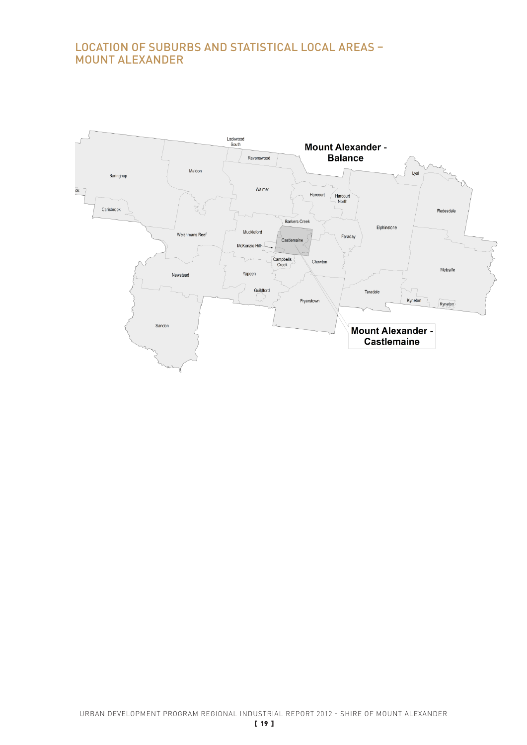## LOCATION OF SUBURBS AND STATISTICAL LOCAL AREAS – MOUNT ALEXANDER

Mount Alexander - Balance

Lockwood South

Ravenswood

Maldon

Baringhup

Lyal

Walmer

Harcourt

Harcourt North

Carisbrook

Redesdale

Barkers Creek

Elphinstone

Welshmans Reef

Muckleford

Castlemaine

Faraday

McKenzie Hill

Campbells Creek

Chewton

Metcalfe

Newstead

Yapeen

Guildford

Taradale

Fryerstown

Kyneton

Kyneton

Sandon

Mount Alexander - Castlemaine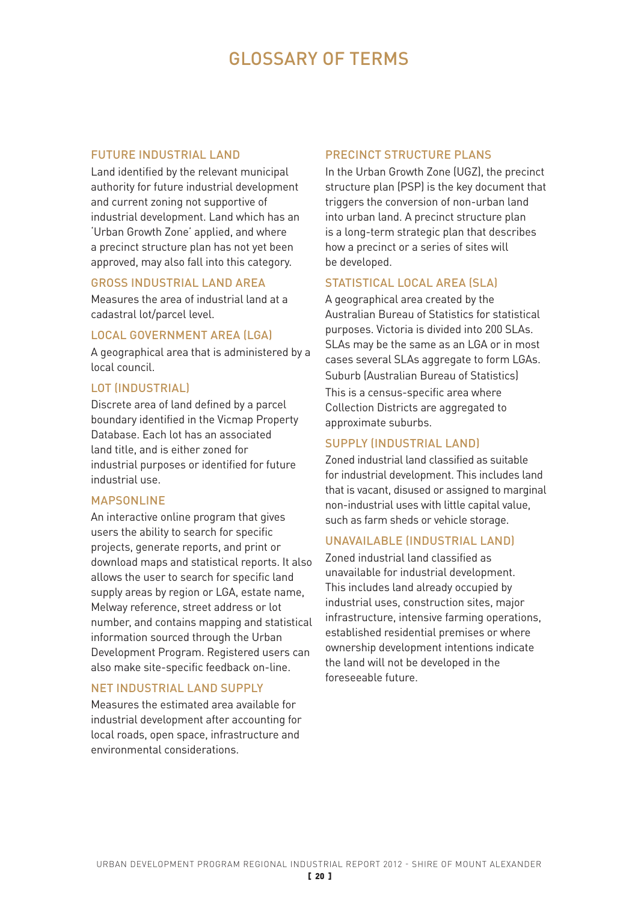# GLOSSARY OF TERMS

### FUTURE INDUSTRIAL LAND

Land identified by the relevant municipal authority for future industrial development and current zoning not supportive of industrial development. Land which has an 'Urban Growth Zone' applied, and where a precinct structure plan has not yet been approved, may also fall into this category.

### GROSS INDUSTRIAL LAND AREA

Measures the area of industrial land at a cadastral lot/parcel level.

### LOCAL GOVERNMENT AREA (LGA)

A geographical area that is administered by a local council.

### LOT (INDUSTRIAL)

Discrete area of land defined by a parcel boundary identified in the Vicmap Property Database. Each lot has an associated land title, and is either zoned for industrial purposes or identified for future industrial use.

### MAPSONLINE

An interactive online program that gives users the ability to search for specific projects, generate reports, and print or download maps and statistical reports. It also allows the user to search for specific land supply areas by region or LGA, estate name, Melway reference, street address or lot number, and contains mapping and statistical information sourced through the Urban Development Program. Registered users can also make site-specific feedback on-line.

### NET INDUSTRIAL LAND SUPPLY

Measures the estimated area available for industrial development after accounting for local roads, open space, infrastructure and environmental considerations.

### PRECINCT STRUCTURE PLANS

In the Urban Growth Zone (UGZ), the precinct structure plan (PSP) is the key document that triggers the conversion of non-urban land into urban land. A precinct structure plan is a long-term strategic plan that describes how a precinct or a series of sites will be developed.

### STATISTICAL LOCAL AREA (SLA)

A geographical area created by the Australian Bureau of Statistics for statistical purposes. Victoria is divided into 200 SLAs. SLAs may be the same as an LGA or in most cases several SLAs aggregate to form LGAs.

Suburb (Australian Bureau of Statistics)

This is a census-specific area where Collection Districts are aggregated to approximate suburbs.

### SUPPLY (INDUSTRIAL LAND)

Zoned industrial land classified as suitable for industrial development. This includes land that is vacant, disused or assigned to marginal non-industrial uses with little capital value, such as farm sheds or vehicle storage.

### UNAVAILABLE (INDUSTRIAL LAND)

Zoned industrial land classified as unavailable for industrial development. This includes land already occupied by industrial uses, construction sites, major infrastructure, intensive farming operations, established residential premises or where ownership development intentions indicate the land will not be developed in the foreseeable future.